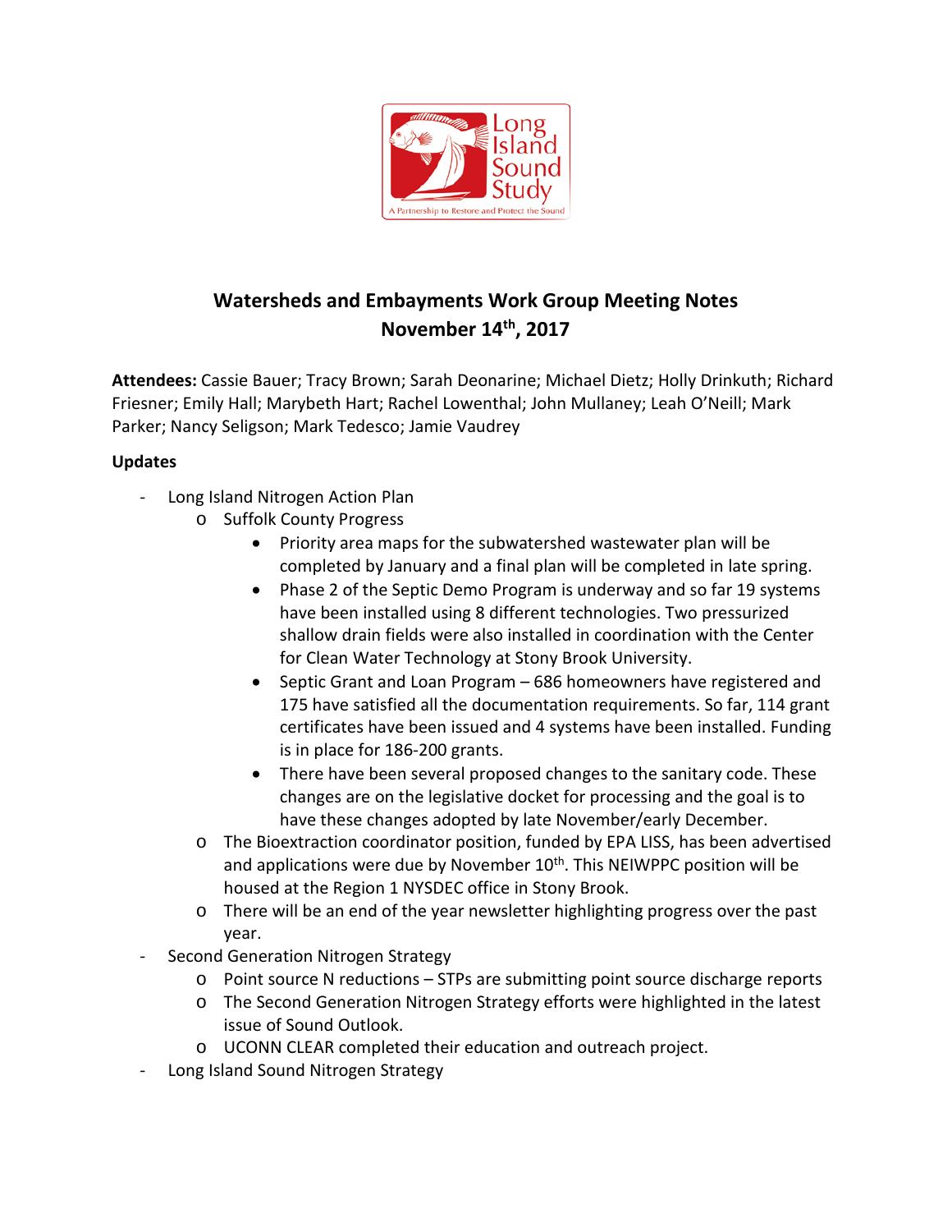# Watersheds and Embayments Work Group Meeting Notes
## November 14th, 2017

**Attendees:** Cassie Bauer; Tracy Brown; Sarah Deonarine; Michael Dietz; Holly Drinkuth; Richard Friesner; Emily Hall; Marybeth Hart; Rachel Lowenthal; John Mullaney; Leah O'Neill; Mark Parker; Nancy Seligson; Mark Tedesco; Jamie Vaudrey

**Updates**

- Long Island Nitrogen Action Plan
  - Suffolk County Progress
    - Priority area maps for the subwatershed wastewater plan will be completed by January and a final plan will be completed in late spring.
    - Phase 2 of the Septic Demo Program is underway and so far 19 systems have been installed using 8 different technologies. Two pressurized shallow drain fields were also installed in coordination with the Center for Clean Water Technology at Stony Brook University.
    - Septic Grant and Loan Program – 686 homeowners have registered and 175 have satisfied all the documentation requirements. So far, 114 grant certificates have been issued and 4 systems have been installed. Funding is in place for 186-200 grants.
    - There have been several proposed changes to the sanitary code. These changes are on the legislative docket for processing and the goal is to have these changes adopted by late November/early December.
  - The Bioextraction coordinator position, funded by EPA LISS, has been advertised and applications were due by November 10th. This NEIWPPC position will be housed at the Region 1 NYSDEC office in Stony Brook.
  - There will be an end of the year newsletter highlighting progress over the past year.
- Second Generation Nitrogen Strategy
  - Point source N reductions – STPs are submitting point source discharge reports
  - The Second Generation Nitrogen Strategy efforts were highlighted in the latest issue of Sound Outlook.
  - UCONN CLEAR completed their education and outreach project.
- Long Island Sound Nitrogen Strategy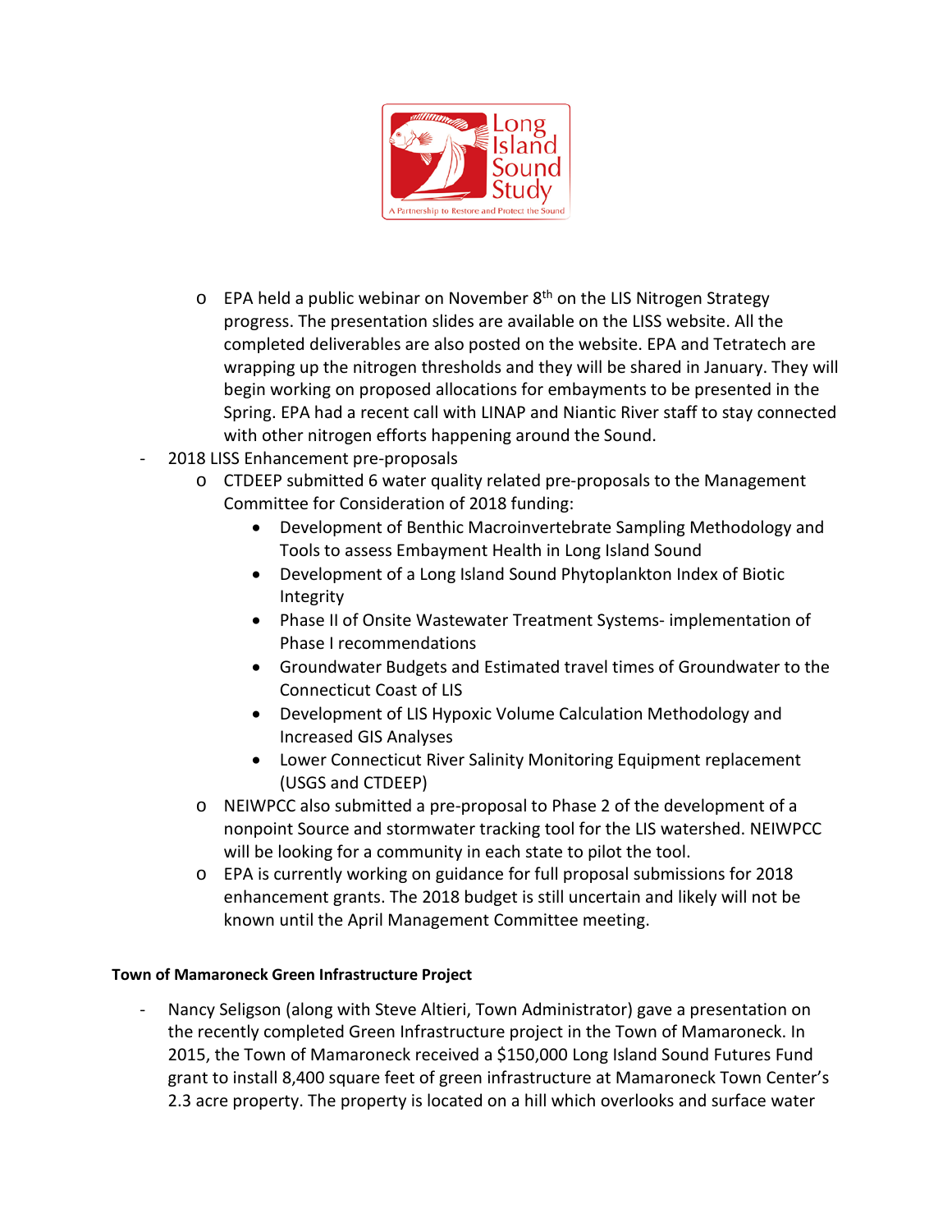- EPA held a public webinar on November 8th on the LIS Nitrogen Strategy progress. The presentation slides are available on the LISS website. All the completed deliverables are also posted on the website. EPA and Tetratech are wrapping up the nitrogen thresholds and they will be shared in January. They will begin working on proposed allocations for embayments to be presented in the Spring. EPA had a recent call with LINAP and Niantic River staff to stay connected with other nitrogen efforts happening around the Sound.

- 2018 LISS Enhancement pre-proposals
  - CTDEEP submitted 6 water quality related pre-proposals to the Management Committee for Consideration of 2018 funding:
    - Development of Benthic Macroinvertebrate Sampling Methodology and Tools to assess Embayment Health in Long Island Sound
    - Development of a Long Island Sound Phytoplankton Index of Biotic Integrity
    - Phase II of Onsite Wastewater Treatment Systems- implementation of Phase I recommendations
    - Groundwater Budgets and Estimated travel times of Groundwater to the Connecticut Coast of LIS
    - Development of LIS Hypoxic Volume Calculation Methodology and Increased GIS Analyses
    - Lower Connecticut River Salinity Monitoring Equipment replacement (USGS and CTDEEP)
  - NEIWPCC also submitted a pre-proposal to Phase 2 of the development of a nonpoint Source and stormwater tracking tool for the LIS watershed. NEIWPCC will be looking for a community in each state to pilot the tool.
  - EPA is currently working on guidance for full proposal submissions for 2018 enhancement grants. The 2018 budget is still uncertain and likely will not be known until the April Management Committee meeting.

**Town of Mamaroneck Green Infrastructure Project**

- Nancy Seligson (along with Steve Altieri, Town Administrator) gave a presentation on the recently completed Green Infrastructure project in the Town of Mamaroneck. In 2015, the Town of Mamaroneck received a $150,000 Long Island Sound Futures Fund grant to install 8,400 square feet of green infrastructure at Mamaroneck Town Center's 2.3 acre property. The property is located on a hill which overlooks and surface water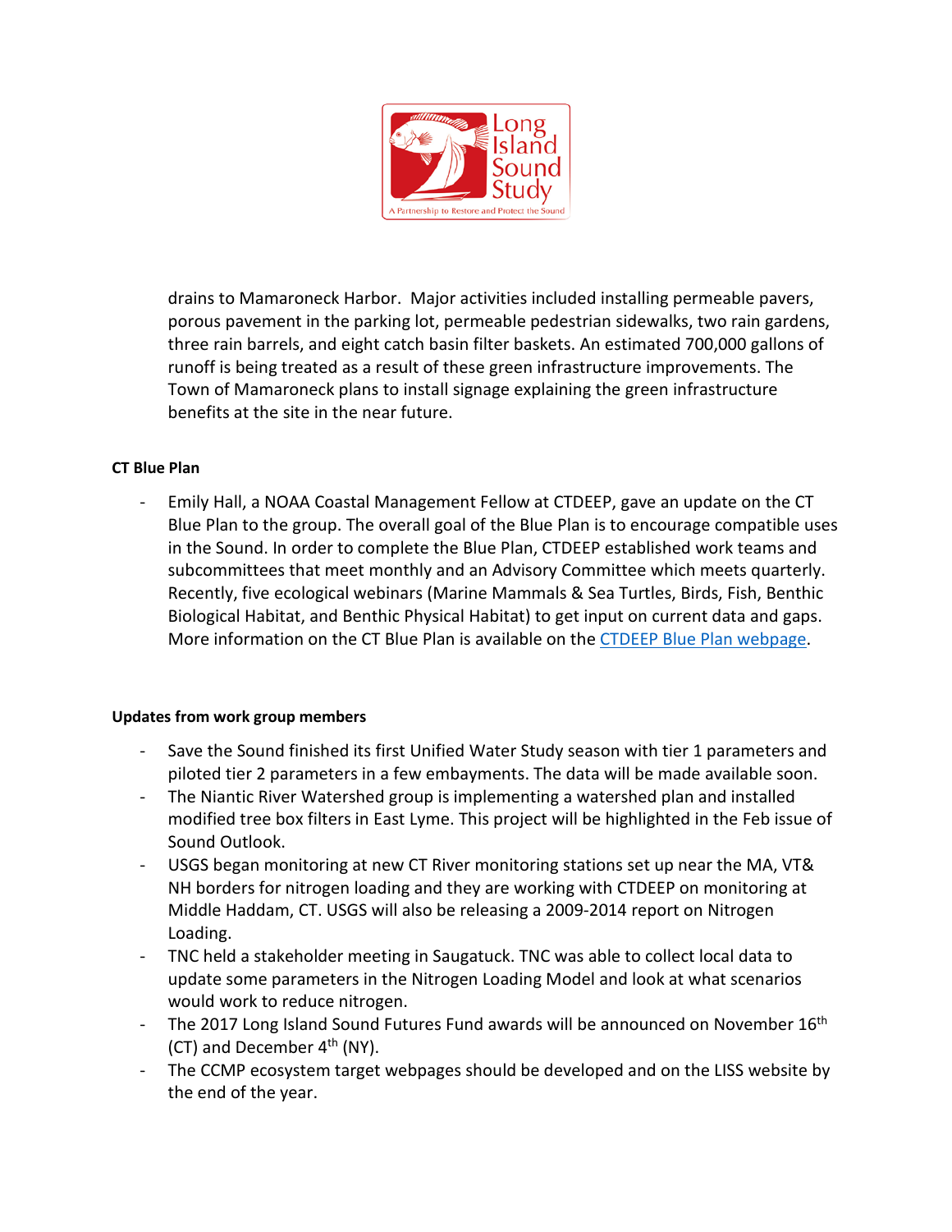drains to Mamaroneck Harbor. Major activities included installing permeable pavers, porous pavement in the parking lot, permeable pedestrian sidewalks, two rain gardens, three rain barrels, and eight catch basin filter baskets. An estimated 700,000 gallons of runoff is being treated as a result of these green infrastructure improvements. The Town of Mamaroneck plans to install signage explaining the green infrastructure benefits at the site in the near future.

**CT Blue Plan**

- Emily Hall, a NOAA Coastal Management Fellow at CTDEEP, gave an update on the CT Blue Plan to the group. The overall goal of the Blue Plan is to encourage compatible uses in the Sound. In order to complete the Blue Plan, CTDEEP established work teams and subcommittees that meet monthly and an Advisory Committee which meets quarterly. Recently, five ecological webinars (Marine Mammals & Sea Turtles, Birds, Fish, Benthic Biological Habitat, and Benthic Physical Habitat) to get input on current data and gaps. More information on the CT Blue Plan is available on the [CTDEEP Blue Plan webpage](#).

**Updates from work group members**

- Save the Sound finished its first Unified Water Study season with tier 1 parameters and piloted tier 2 parameters in a few embayments. The data will be made available soon.
- The Niantic River Watershed group is implementing a watershed plan and installed modified tree box filters in East Lyme. This project will be highlighted in the Feb issue of Sound Outlook.
- USGS began monitoring at new CT River monitoring stations set up near the MA, VT& NH borders for nitrogen loading and they are working with CTDEEP on monitoring at Middle Haddam, CT. USGS will also be releasing a 2009-2014 report on Nitrogen Loading.
- TNC held a stakeholder meeting in Saugatuck. TNC was able to collect local data to update some parameters in the Nitrogen Loading Model and look at what scenarios would work to reduce nitrogen.
- The 2017 Long Island Sound Futures Fund awards will be announced on November 16th (CT) and December 4th (NY).
- The CCMP ecosystem target webpages should be developed and on the LISS website by the end of the year.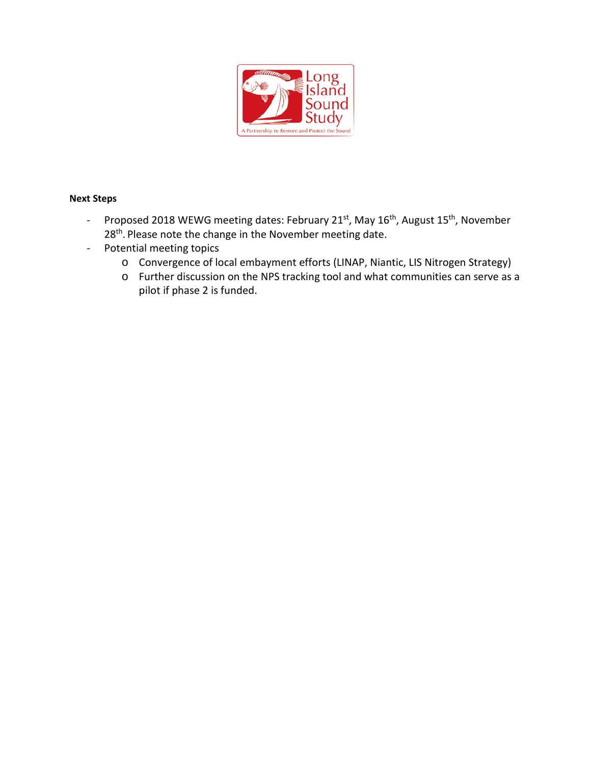**Next Steps**

- Proposed 2018 WEWG meeting dates: February 21st, May 16th, August 15th, November 28th. Please note the change in the November meeting date.
- Potential meeting topics
  - Convergence of local embayment efforts (LINAP, Niantic, LIS Nitrogen Strategy)
  - Further discussion on the NPS tracking tool and what communities can serve as a pilot if phase 2 is funded.